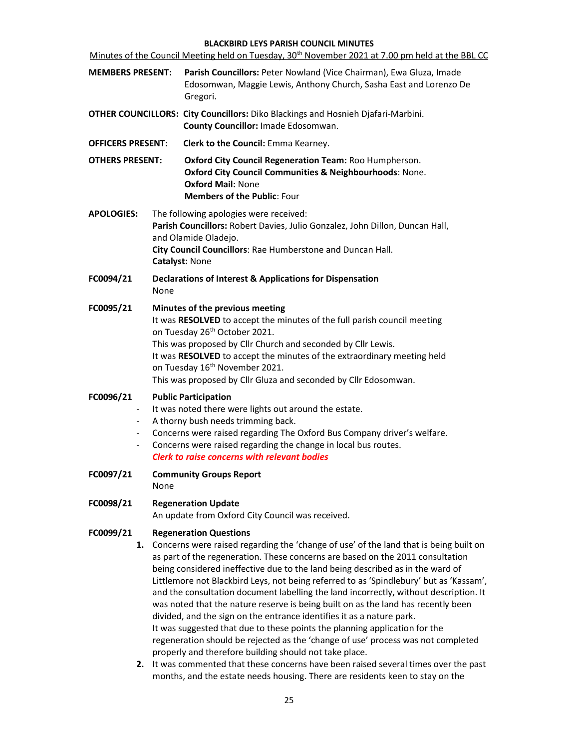**BLACKBIRD LEYS PARISH COUNCIL MINUTES**

Minutes of the Council Meeting held on Tuesday, 30th November 2021 at 7.00 pm held at the BBL CC

**MEMBERS PRESENT:** **Parish Councillors:** Peter Nowland (Vice Chairman), Ewa Gluza, Imade Edosomwan, Maggie Lewis, Anthony Church, Sasha East and Lorenzo De Gregori.

**OTHER COUNCILLORS:** **City Councillors:** Diko Blackings and Hosnieh Djafari-Marbini.
**County Councillor:** Imade Edosomwan.

**OFFICERS PRESENT:** **Clerk to the Council:** Emma Kearney.

**OTHERS PRESENT:** **Oxford City Council Regeneration Team:** Roo Humpherson.
**Oxford City Council Communities & Neighbourhoods**: None.
**Oxford Mail:** None
**Members of the Public**: Four

**APOLOGIES:** The following apologies were received:
**Parish Councillors:** Robert Davies, Julio Gonzalez, John Dillon, Duncan Hall, and Olamide Oladejo.
**City Council Councillors**: Rae Humberstone and Duncan Hall.
**Catalyst:** None

**FC0094/21 Declarations of Interest & Applications for Dispensation**

None

**FC0095/21 Minutes of the previous meeting**

It was **RESOLVED** to accept the minutes of the full parish council meeting on Tuesday 26th October 2021.
This was proposed by Cllr Church and seconded by Cllr Lewis.
It was **RESOLVED** to accept the minutes of the extraordinary meeting held on Tuesday 16th November 2021.
This was proposed by Cllr Gluza and seconded by Cllr Edosomwan.

**FC0096/21 Public Participation**

- It was noted there were lights out around the estate.
- A thorny bush needs trimming back.
- Concerns were raised regarding The Oxford Bus Company driver's welfare.
- Concerns were raised regarding the change in local bus routes.

***Clerk to raise concerns with relevant bodies***

**FC0097/21 Community Groups Report**

None

**FC0098/21 Regeneration Update**

An update from Oxford City Council was received.

**FC0099/21 Regeneration Questions**

1. Concerns were raised regarding the 'change of use' of the land that is being built on as part of the regeneration. These concerns are based on the 2011 consultation being considered ineffective due to the land being described as in the ward of Littlemore not Blackbird Leys, not being referred to as 'Spindlebury' but as 'Kassam', and the consultation document labelling the land incorrectly, without description. It was noted that the nature reserve is being built on as the land has recently been divided, and the sign on the entrance identifies it as a nature park.
   It was suggested that due to these points the planning application for the regeneration should be rejected as the 'change of use' process was not completed properly and therefore building should not take place.
2. It was commented that these concerns have been raised several times over the past months, and the estate needs housing. There are residents keen to stay on the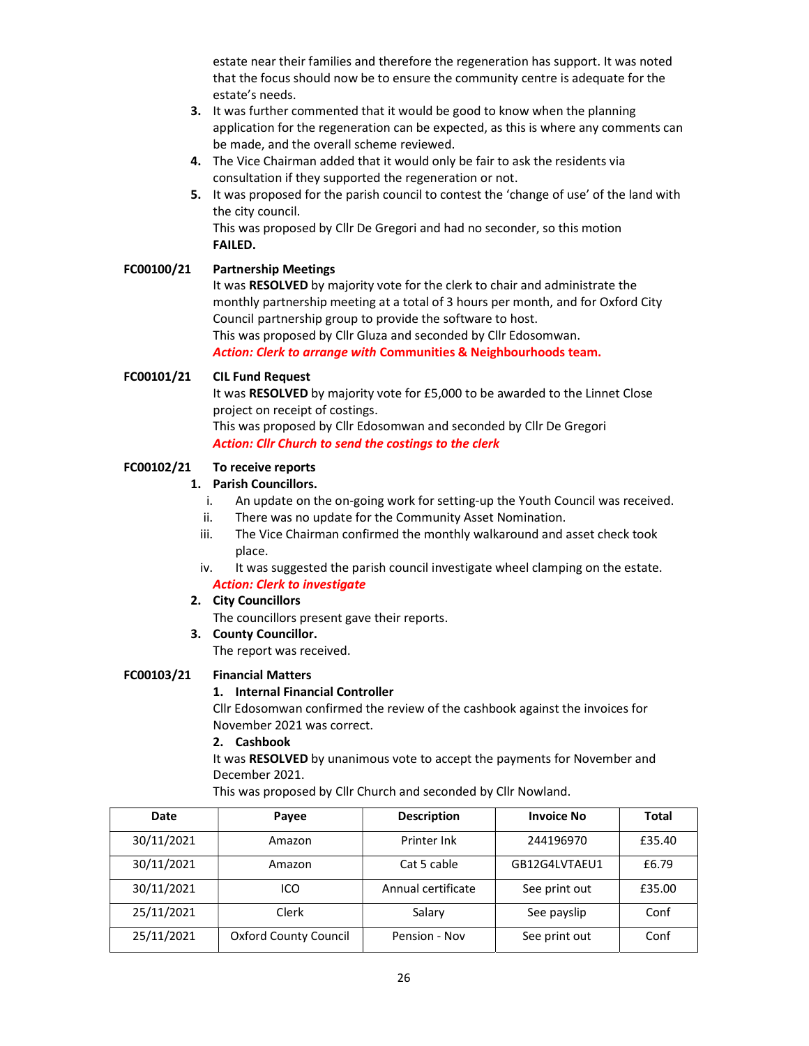estate near their families and therefore the regeneration has support. It was noted that the focus should now be to ensure the community centre is adequate for the estate's needs.

3. It was further commented that it would be good to know when the planning application for the regeneration can be expected, as this is where any comments can be made, and the overall scheme reviewed.
4. The Vice Chairman added that it would only be fair to ask the residents via consultation if they supported the regeneration or not.
5. It was proposed for the parish council to contest the 'change of use' of the land with the city council.
   This was proposed by Cllr De Gregori and had no seconder, so this motion **FAILED.**

**FC00100/21 Partnership Meetings**

It was **RESOLVED** by majority vote for the clerk to chair and administrate the monthly partnership meeting at a total of 3 hours per month, and for Oxford City Council partnership group to provide the software to host.
This was proposed by Cllr Gluza and seconded by Cllr Edosomwan.
***Action: Clerk to arrange with* Communities & Neighbourhoods team.**

**FC00101/21 CIL Fund Request**

It was **RESOLVED** by majority vote for £5,000 to be awarded to the Linnet Close project on receipt of costings.
This was proposed by Cllr Edosomwan and seconded by Cllr De Gregori
***Action: Cllr Church to send the costings to the clerk***

**FC00102/21 To receive reports**

1. **Parish Councillors.**
   i. An update on the on-going work for setting-up the Youth Council was received.
   ii. There was no update for the Community Asset Nomination.
   iii. The Vice Chairman confirmed the monthly walkaround and asset check took place.
   iv. It was suggested the parish council investigate wheel clamping on the estate.
   ***Action: Clerk to investigate***
2. **City Councillors**
   The councillors present gave their reports.
3. **County Councillor.**
   The report was received.

**FC00103/21 Financial Matters**

1. **Internal Financial Controller**
   Cllr Edosomwan confirmed the review of the cashbook against the invoices for November 2021 was correct.
2. **Cashbook**
   It was **RESOLVED** by unanimous vote to accept the payments for November and December 2021.
   This was proposed by Cllr Church and seconded by Cllr Nowland.

| Date | Payee | Description | Invoice No | Total |
|---|---|---|---|---|
| 30/11/2021 | Amazon | Printer Ink | 244196970 | £35.40 |
| 30/11/2021 | Amazon | Cat 5 cable | GB12G4LVTAEU1 | £6.79 |
| 30/11/2021 | ICO | Annual certificate | See print out | £35.00 |
| 25/11/2021 | Clerk | Salary | See payslip | Conf |
| 25/11/2021 | Oxford County Council | Pension - Nov | See print out | Conf |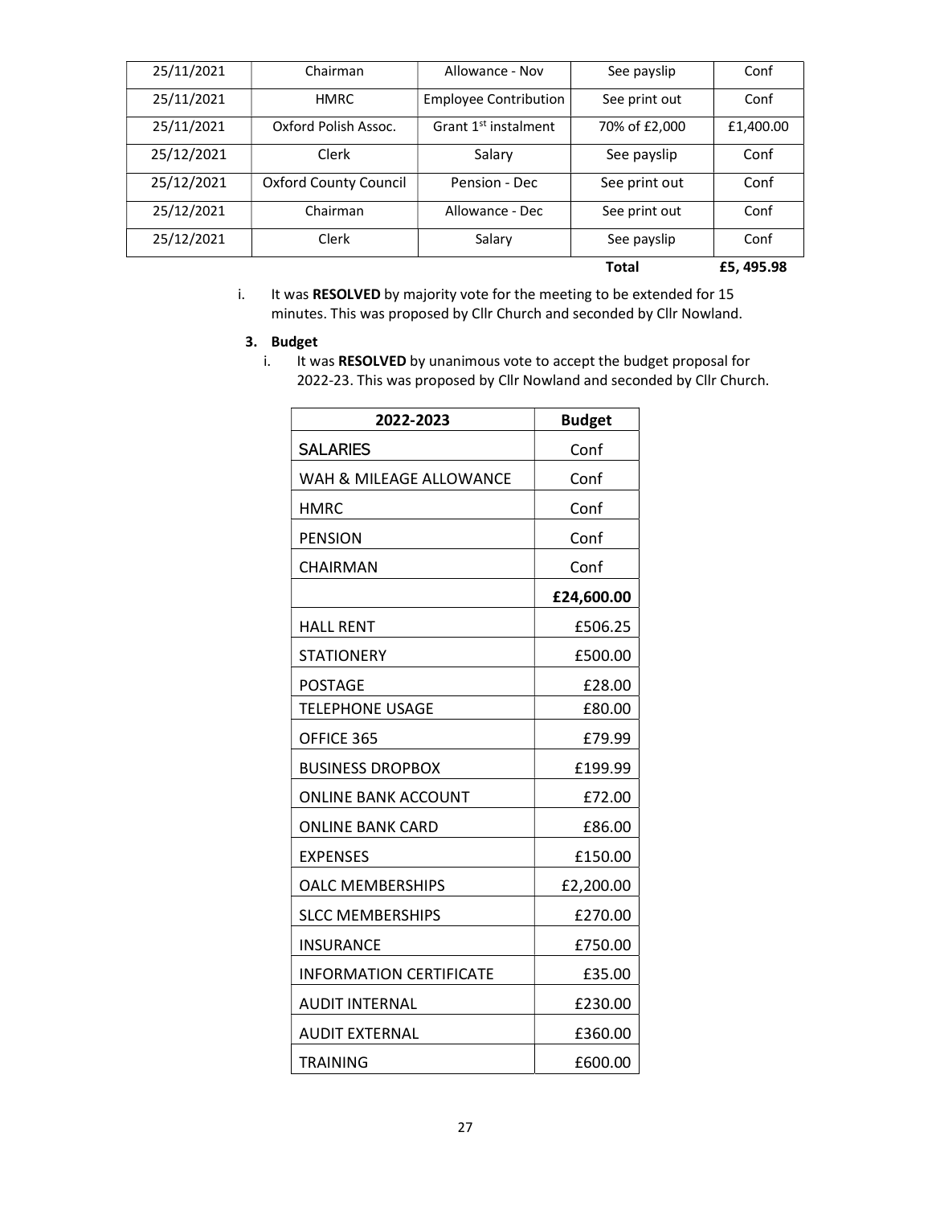| 25/11/2021 | Chairman | Allowance - Nov | See payslip | Conf |
|---|---|---|---|---|
| 25/11/2021 | HMRC | Employee Contribution | See print out | Conf |
| 25/11/2021 | Oxford Polish Assoc. | Grant 1st instalment | 70% of £2,000 | £1,400.00 |
| 25/12/2021 | Clerk | Salary | See payslip | Conf |
| 25/12/2021 | Oxford County Council | Pension - Dec | See print out | Conf |
| 25/12/2021 | Chairman | Allowance - Dec | See print out | Conf |
| 25/12/2021 | Clerk | Salary | See payslip | Conf |
| | | | **Total** | **£5, 495.98** |

i. It was **RESOLVED** by majority vote for the meeting to be extended for 15 minutes. This was proposed by Cllr Church and seconded by Cllr Nowland.

**3. Budget**

i. It was **RESOLVED** by unanimous vote to accept the budget proposal for 2022-23. This was proposed by Cllr Nowland and seconded by Cllr Church.

| 2022-2023 | Budget |
|---|---|
| SALARIES | Conf |
| WAH & MILEAGE ALLOWANCE | Conf |
| HMRC | Conf |
| PENSION | Conf |
| CHAIRMAN | Conf |
| | **£24,600.00** |
| HALL RENT | £506.25 |
| STATIONERY | £500.00 |
| POSTAGE | £28.00 |
| TELEPHONE USAGE | £80.00 |
| OFFICE 365 | £79.99 |
| BUSINESS DROPBOX | £199.99 |
| ONLINE BANK ACCOUNT | £72.00 |
| ONLINE BANK CARD | £86.00 |
| EXPENSES | £150.00 |
| OALC MEMBERSHIPS | £2,200.00 |
| SLCC MEMBERSHIPS | £270.00 |
| INSURANCE | £750.00 |
| INFORMATION CERTIFICATE | £35.00 |
| AUDIT INTERNAL | £230.00 |
| AUDIT EXTERNAL | £360.00 |
| TRAINING | £600.00 |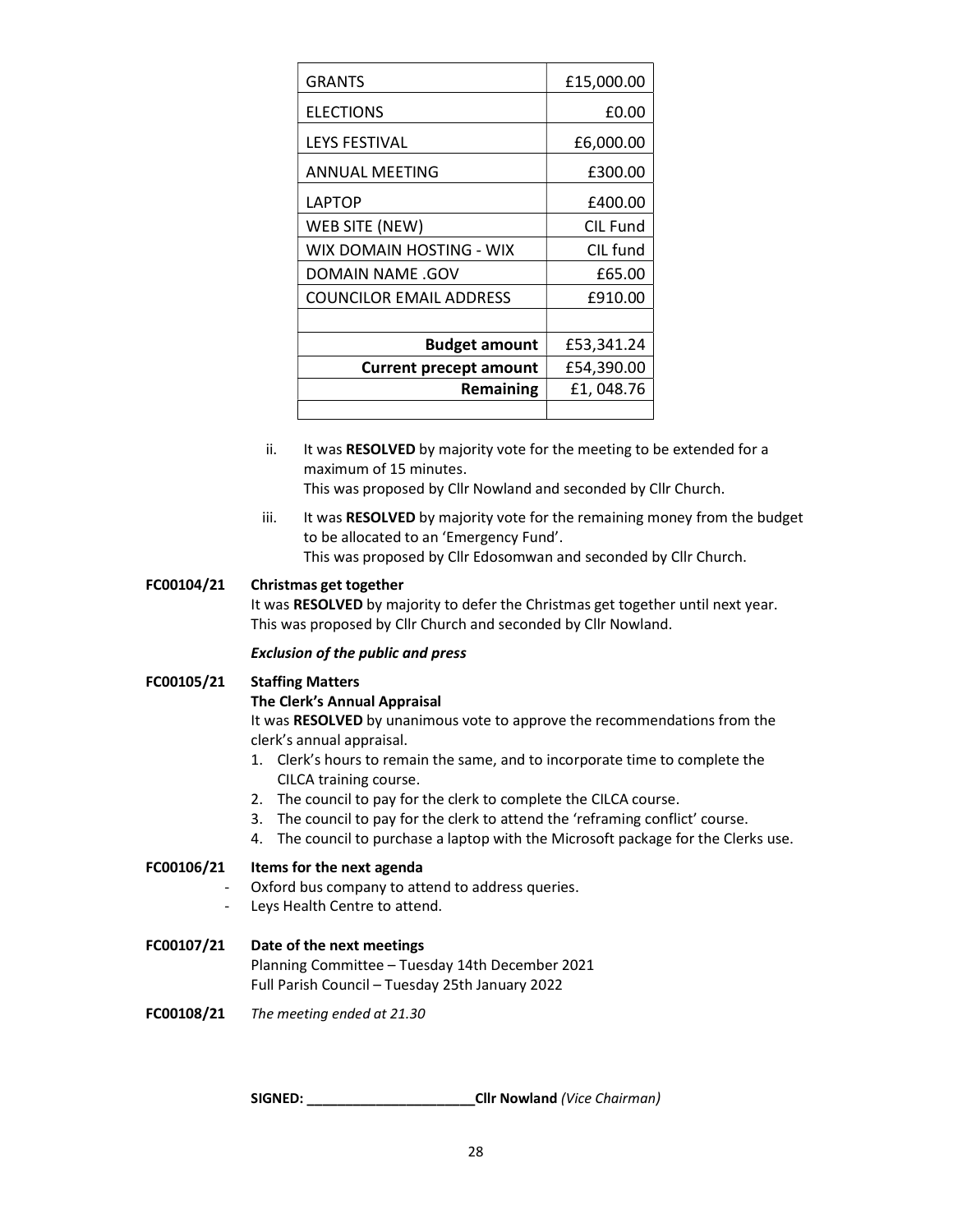| | |
|---|---|
| GRANTS | £15,000.00 |
| ELECTIONS | £0.00 |
| LEYS FESTIVAL | £6,000.00 |
| ANNUAL MEETING | £300.00 |
| LAPTOP | £400.00 |
| WEB SITE (NEW) | CIL Fund |
| WIX DOMAIN HOSTING - WIX | CIL fund |
| DOMAIN NAME .GOV | £65.00 |
| COUNCILOR EMAIL ADDRESS | £910.00 |
| | |
| **Budget amount** | £53,341.24 |
| **Current precept amount** | £54,390.00 |
| **Remaining** | £1, 048.76 |
| | |

ii. It was **RESOLVED** by majority vote for the meeting to be extended for a maximum of 15 minutes.
This was proposed by Cllr Nowland and seconded by Cllr Church.

iii. It was **RESOLVED** by majority vote for the remaining money from the budget to be allocated to an 'Emergency Fund'.
This was proposed by Cllr Edosomwan and seconded by Cllr Church.

**FC00104/21 Christmas get together**

It was **RESOLVED** by majority to defer the Christmas get together until next year. This was proposed by Cllr Church and seconded by Cllr Nowland.

***Exclusion of the public and press***

**FC00105/21 Staffing Matters**

**The Clerk's Annual Appraisal**

It was **RESOLVED** by unanimous vote to approve the recommendations from the clerk's annual appraisal.

1. Clerk's hours to remain the same, and to incorporate time to complete the CILCA training course.
2. The council to pay for the clerk to complete the CILCA course.
3. The council to pay for the clerk to attend the 'reframing conflict' course.
4. The council to purchase a laptop with the Microsoft package for the Clerks use.

**FC00106/21 Items for the next agenda**

- Oxford bus company to attend to address queries.
- Leys Health Centre to attend.

**FC00107/21 Date of the next meetings**

Planning Committee – Tuesday 14th December 2021
Full Parish Council – Tuesday 25th January 2022

**FC00108/21** *The meeting ended at 21.30*

**SIGNED: ______________________Cllr Nowland** *(Vice Chairman)*